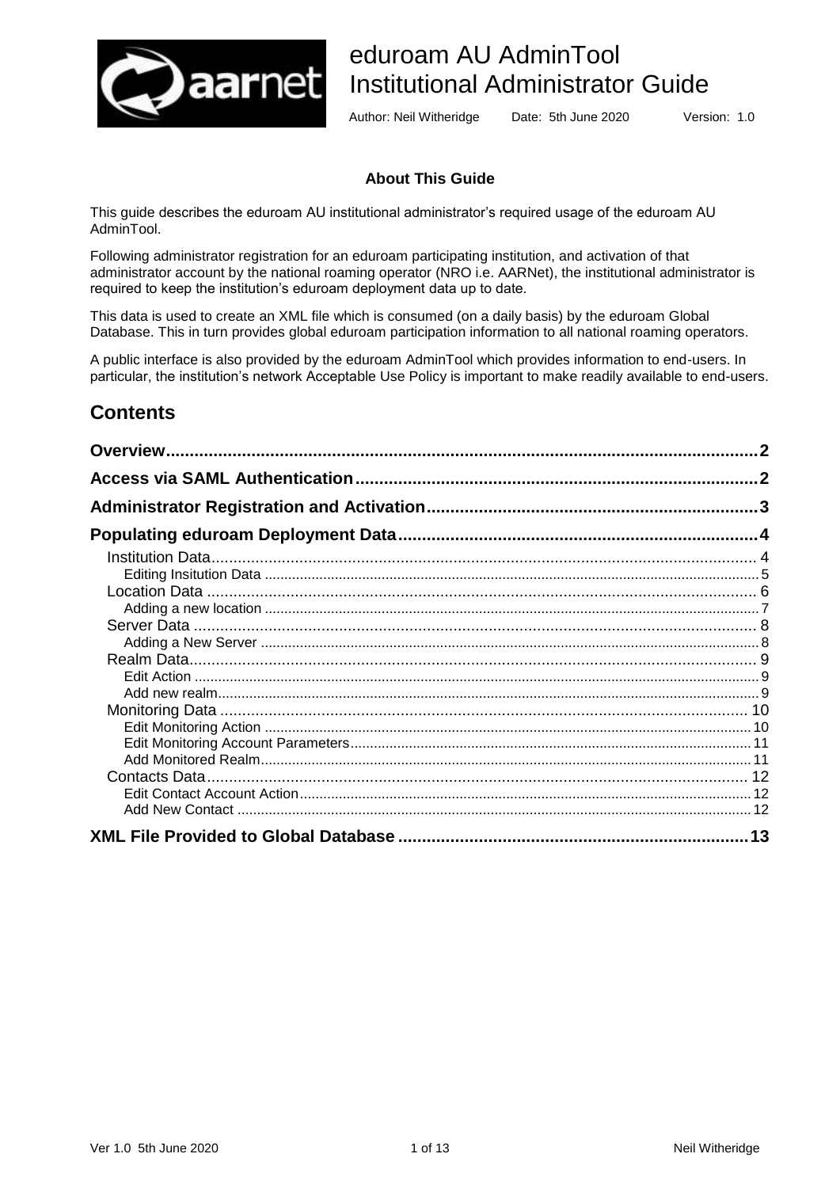# eduroam AU AdminTool Institutional Administrator Guide

Author: Neil Witheridge Date: 5th June 2020 Version: 1.0

**About This Guide**

This guide describes the eduroam AU institutional administrator's required usage of the eduroam AU AdminTool.

Following administrator registration for an eduroam participating institution, and activation of that administrator account by the national roaming operator (NRO i.e. AARNet), the institutional administrator is required to keep the institution's eduroam deployment data up to date.

This data is used to create an XML file which is consumed (on a daily basis) by the eduroam Global Database. This in turn provides global eduroam participation information to all national roaming operators.

A public interface is also provided by the eduroam AdminTool which provides information to end-users. In particular, the institution's network Acceptable Use Policy is important to make readily available to end-users.

## Contents

**Overview** .......... 2

**Access via SAML Authentication** .......... 2

**Administrator Registration and Activation** .......... 3

**Populating eduroam Deployment Data** .......... 4

- Institution Data .......... 4
  - Editing Insitution Data .......... 5
- Location Data .......... 6
  - Adding a new location .......... 7
- Server Data .......... 8
  - Adding a New Server .......... 8
- Realm Data .......... 9
  - Edit Action .......... 9
  - Add new realm .......... 9
- Monitoring Data .......... 10
  - Edit Monitoring Action .......... 10
  - Edit Monitoring Account Parameters .......... 11
  - Add Monitored Realm .......... 11
- Contacts Data .......... 12
  - Edit Contact Account Action .......... 12
  - Add New Contact .......... 12

**XML File Provided to Global Database** .......... 13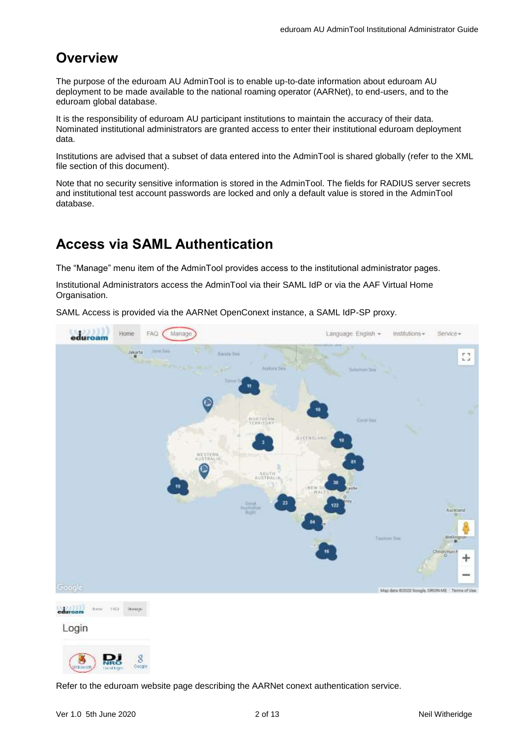## Overview

The purpose of the eduroam AU AdminTool is to enable up-to-date information about eduroam AU deployment to be made available to the national roaming operator (AARNet), to end-users, and to the eduroam global database.

It is the responsibility of eduroam AU participant institutions to maintain the accuracy of their data. Nominated institutional administrators are granted access to enter their institutional eduroam deployment data.

Institutions are advised that a subset of data entered into the AdminTool is shared globally (refer to the XML file section of this document).

Note that no security sensitive information is stored in the AdminTool. The fields for RADIUS server secrets and institutional test account passwords are locked and only a default value is stored in the AdminTool database.

## Access via SAML Authentication

The “Manage” menu item of the AdminTool provides access to the institutional administrator pages.

Institutional Administrators access the AdminTool via their SAML IdP or via the AAF Virtual Home Organisation.

SAML Access is provided via the AARNet OpenConext instance, a SAML IdP-SP proxy.

Refer to the eduroam website page describing the AARNet conext authentication service.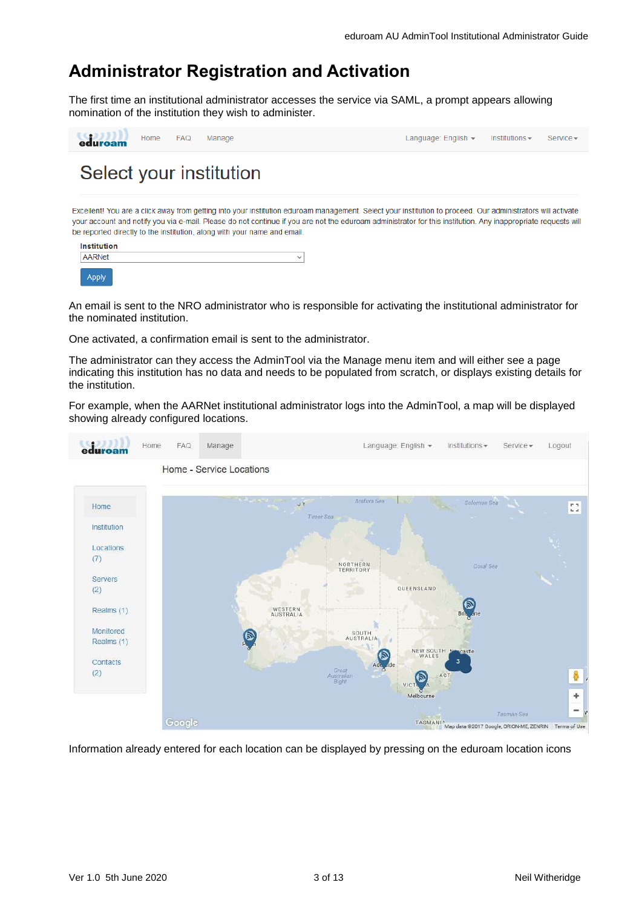# Administrator Registration and Activation

The first time an institutional administrator accesses the service via SAML, a prompt appears allowing nomination of the institution they wish to administer.

An email is sent to the NRO administrator who is responsible for activating the institutional administrator for the nominated institution.

One activated, a confirmation email is sent to the administrator.

The administrator can they access the AdminTool via the Manage menu item and will either see a page indicating this institution has no data and needs to be populated from scratch, or displays existing details for the institution.

For example, when the AARNet institutional administrator logs into the AdminTool, a map will be displayed showing already configured locations.

Information already entered for each location can be displayed by pressing on the eduroam location icons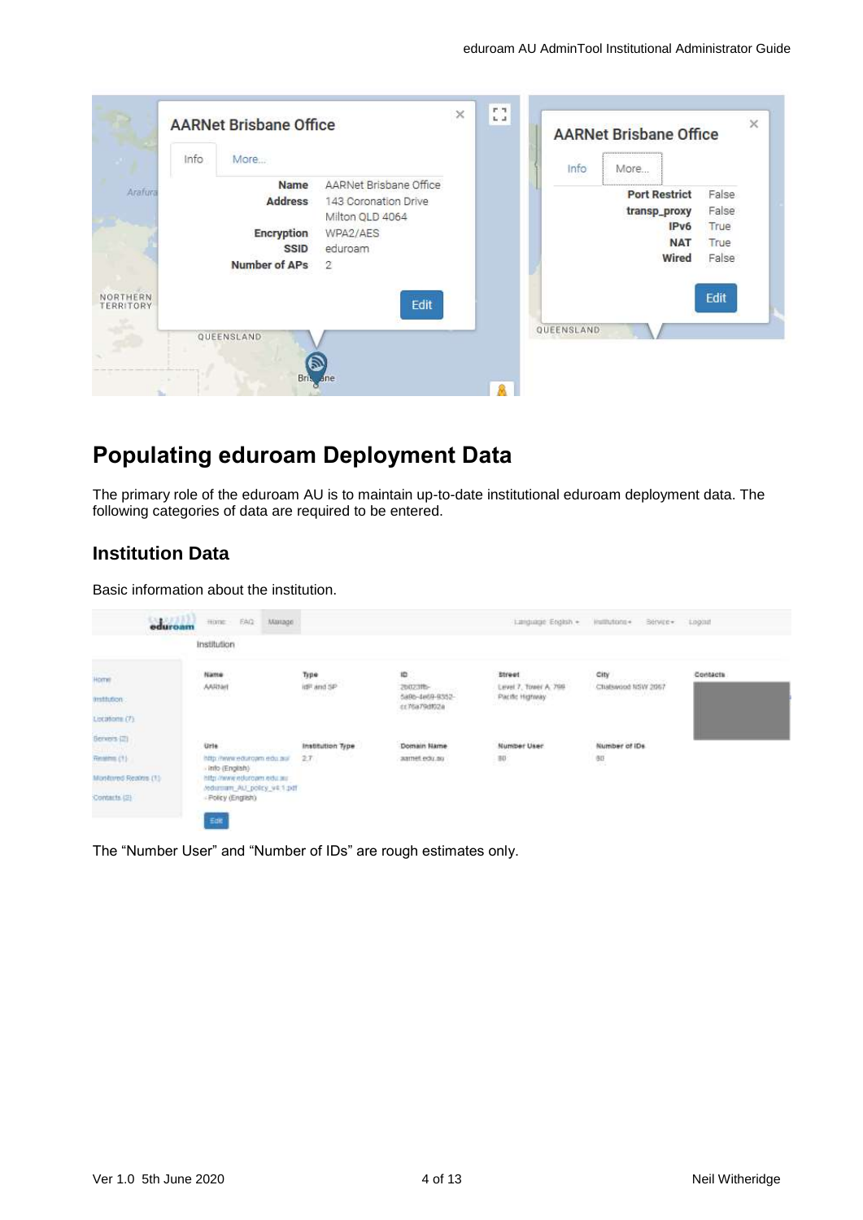# Populating eduroam Deployment Data

The primary role of the eduroam AU is to maintain up-to-date institutional eduroam deployment data. The following categories of data are required to be entered.

## Institution Data

Basic information about the institution.

The "Number User" and "Number of IDs" are rough estimates only.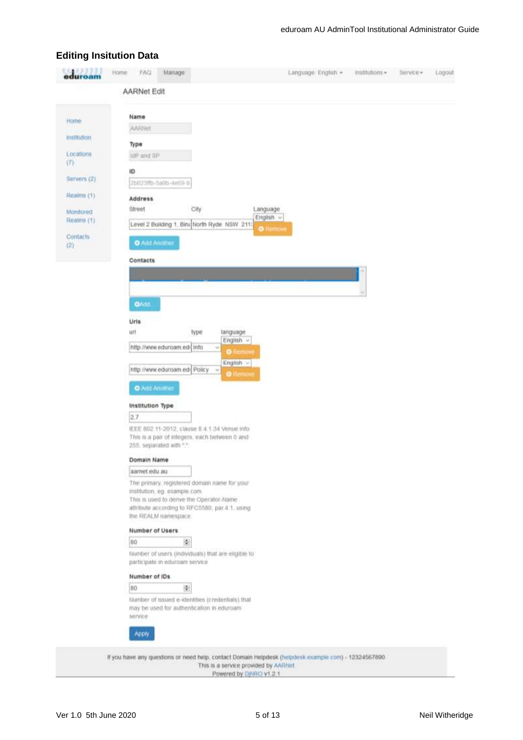## Editing Insitution Data

eduroam | Home | FAQ | Manage | Language: English | Institutions | Service | Logout

AARNet Edit

- Home
- Institution
- Locations (7)
- Servers (2)
- Realms (1)
- Monitored Realms (1)
- Contacts (2)

**Name**

AARNet

**Type**

IdP and SP

**ID**

2b023ffb-5a9b-4e69-9

**Address**

| Street | City | Language |
|---|---|---|
| Level 2 Building 1, Bin | North Ryde NSW 211 | English — Remove |

Add Another

**Contacts**

Add...

**Urls**

| url | type | language |
|---|---|---|
| http://www.eduroam.ed | Info | English — Remove |
| http://www.eduroam.ed | Policy | English — Remove |

Add Another

**Institution Type**

2,7

IEEE 802.11-2012, clause 8.4.1.34 Venue Info. This is a pair of integers, each between 0 and 255, separated with ",".

**Domain Name**

aarnet.edu.au

The primary, registered domain name for your institution, eg. example.com. This is used to derive the Operator-Name attribute according to RFC5580, par 4.1, using the REALM namespace.

**Number of Users**

80

Number of users (individuals) that are eligible to participate in eduroam service

**Number of IDs**

80

Number of issued e-identities (credentials) that may be used for authentication in eduroam service

Apply

If you have any questions or need help, contact Domain Helpdesk (helpdesk.example.com) - 12324567890
This is a service provided by AARNet
Powered by DjNRO v1.2.1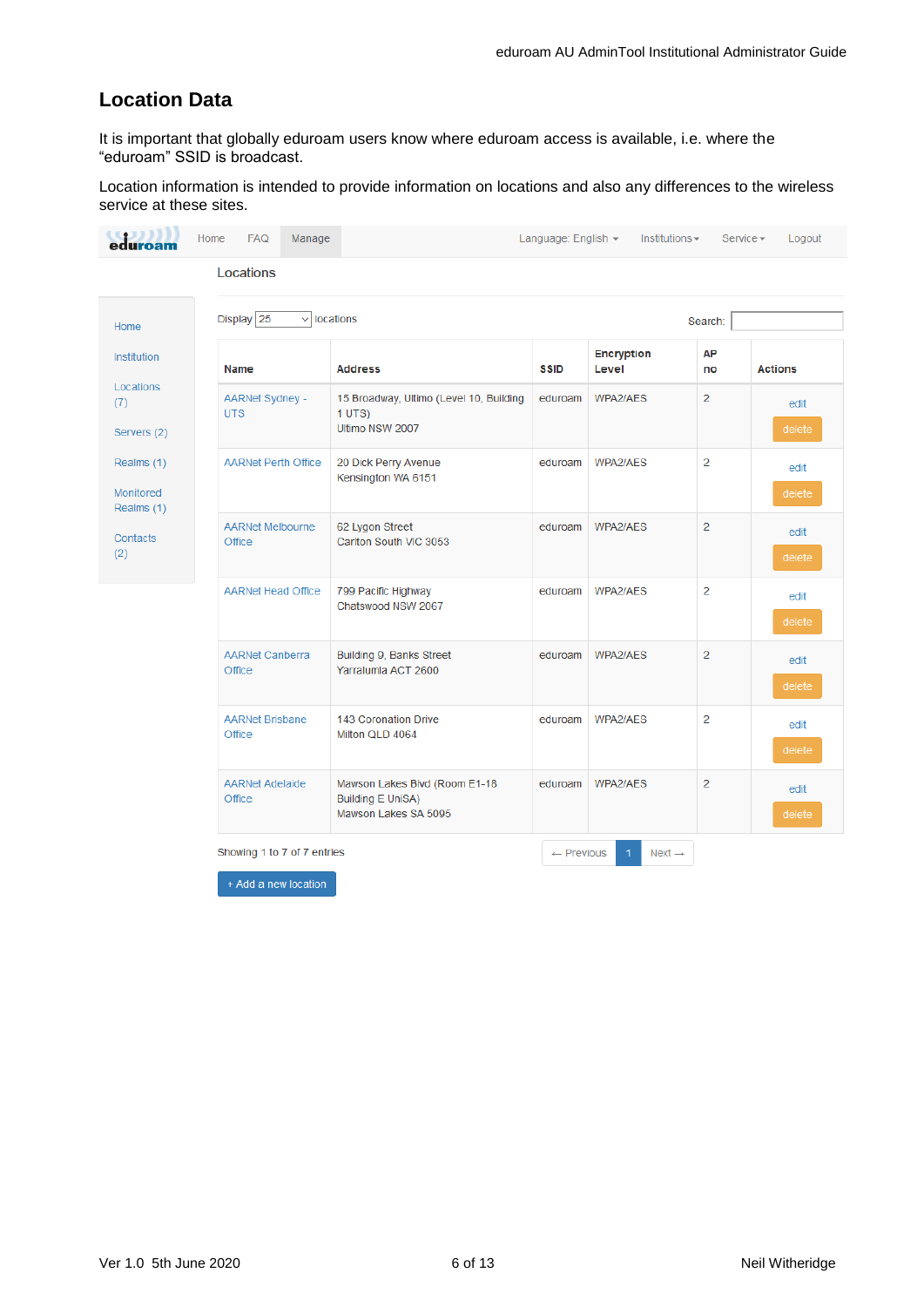## Location Data

It is important that globally eduroam users know where eduroam access is available, i.e. where the “eduroam” SSID is broadcast.

Location information is intended to provide information on locations and also any differences to the wireless service at these sites.

Home FAQ Manage Language: English Institutions Service Logout

Locations

- Home
- Institution
- Locations (7)
- Servers (2)
- Realms (1)
- Monitored Realms (1)
- Contacts (2)

Display 25 locations Search:

| Name | Address | SSID | Encryption Level | AP no | Actions |
|---|---|---|---|---|---|
| AARNet Sydney - UTS | 15 Broadway, Ultimo (Level 10, Building 1 UTS) Ultimo NSW 2007 | eduroam | WPA2/AES | 2 | edit delete |
| AARNet Perth Office | 20 Dick Perry Avenue Kensington WA 6151 | eduroam | WPA2/AES | 2 | edit delete |
| AARNet Melbourne Office | 62 Lygon Street Carlton South VIC 3053 | eduroam | WPA2/AES | 2 | edit delete |
| AARNet Head Office | 799 Pacific Highway Chatswood NSW 2067 | eduroam | WPA2/AES | 2 | edit delete |
| AARNet Canberra Office | Building 9, Banks Street Yarralumla ACT 2600 | eduroam | WPA2/AES | 2 | edit delete |
| AARNet Brisbane Office | 143 Coronation Drive Milton QLD 4064 | eduroam | WPA2/AES | 2 | edit delete |
| AARNet Adelaide Office | Mawson Lakes Blvd (Room E1-18 Building E UniSA) Mawson Lakes SA 5095 | eduroam | WPA2/AES | 2 | edit delete |

Showing 1 to 7 of 7 entries ← Previous 1 Next →

+ Add a new location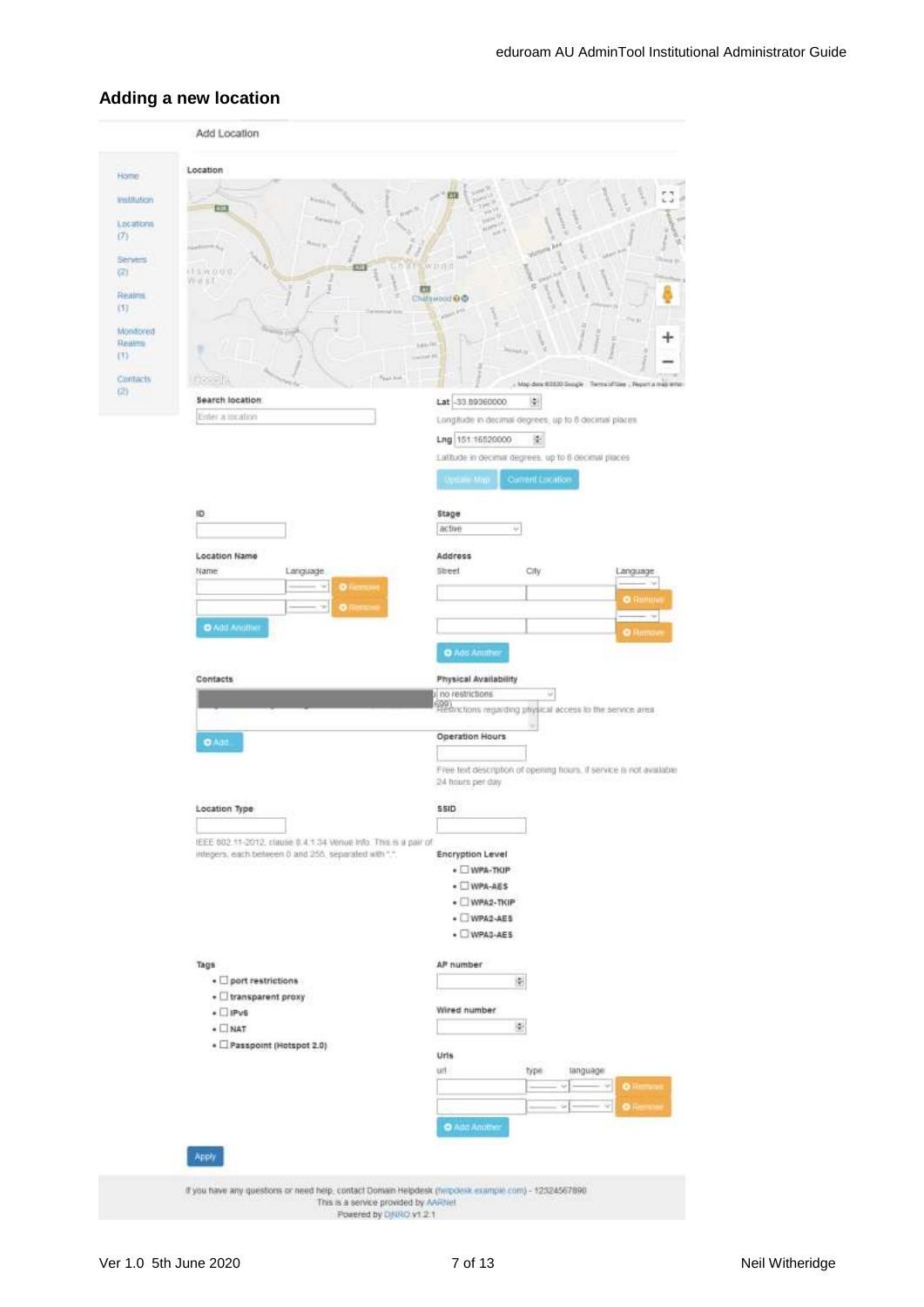## Adding a new location

Add Location

Home
Institution
Locations (7)
Servers (2)
Realms (1)
Monitored Realms (1)
Contacts (2)

**Location**

**Search location**

Enter a location

**Lat** -33.89360000

Longitude in decimal degrees, up to 8 decimal places

**Lng** 151.16520000

Latitude in decimal degrees, up to 8 decimal places

Update Map | Current Location

**ID**

**Stage**

active

**Location Name**

Name | Language

Remove

Remove

Add Another

**Address**

Street | City | Language

Remove

Remove

Add Another

**Contacts**

Add

**Physical Availability**

no restrictions

Restrictions regarding physical access to the service area

**Operation Hours**

Free text description of opening hours, if service is not available 24 hours per day

**Location Type**

IEEE 802.11-2012, clause 8.4.1.34 Venue Info. This is a pair of integers, each between 0 and 255, separated with ",".

**SSID**

**Encryption Level**

- ☐ WPA-TKIP
- ☐ WPA-AES
- ☐ WPA2-TKIP
- ☐ WPA2-AES
- ☐ WPA3-AES

**Tags**

- ☐ port restrictions
- ☐ transparent proxy
- ☐ IPv6
- ☐ NAT
- ☐ Passpoint (Hotspot 2.0)

**AP number**

**Wired number**

**Urls**

url | type | language

Remove

Remove

Add Another

Apply

If you have any questions or need help, contact Domain Helpdesk (helpdesk.example.com) - 12324567890
This is a service provided by AARNet
Powered by DJNRO v1.2.1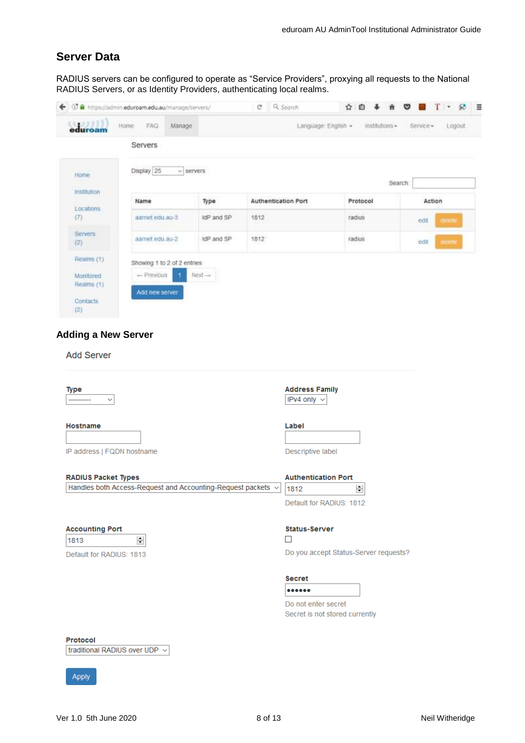## Server Data

RADIUS servers can be configured to operate as “Service Providers”, proxying all requests to the National RADIUS Servers, or as Identity Providers, authenticating local realms.

Servers

Display 25 servers

Search:

| Name | Type | Authentication Port | Protocol | Action |
|---|---|---|---|---|
| aarnet edu au-3 | IdP and SP | 1812 | radius | edit delete |
| aarnet edu au-2 | IdP and SP | 1812 | radius | edit delete |

Showing 1 to 2 of 2 entries

← Previous 1 Next →

Add new server

## Adding a New Server

Add Server

**Type**
----------

**Address Family**
IPv4 only

**Hostname**

IP address | FQDN hostname

**Label**

Descriptive label

**RADIUS Packet Types**
Handles both Access-Request and Accounting-Request packets

**Authentication Port**
1812

Default for RADIUS: 1812

**Accounting Port**
1813

Default for RADIUS: 1813

**Status-Server**

Do you accept Status-Server requests?

**Secret**
••••••

Do not enter secret
Secret is not stored currently

**Protocol**
traditional RADIUS over UDP

Apply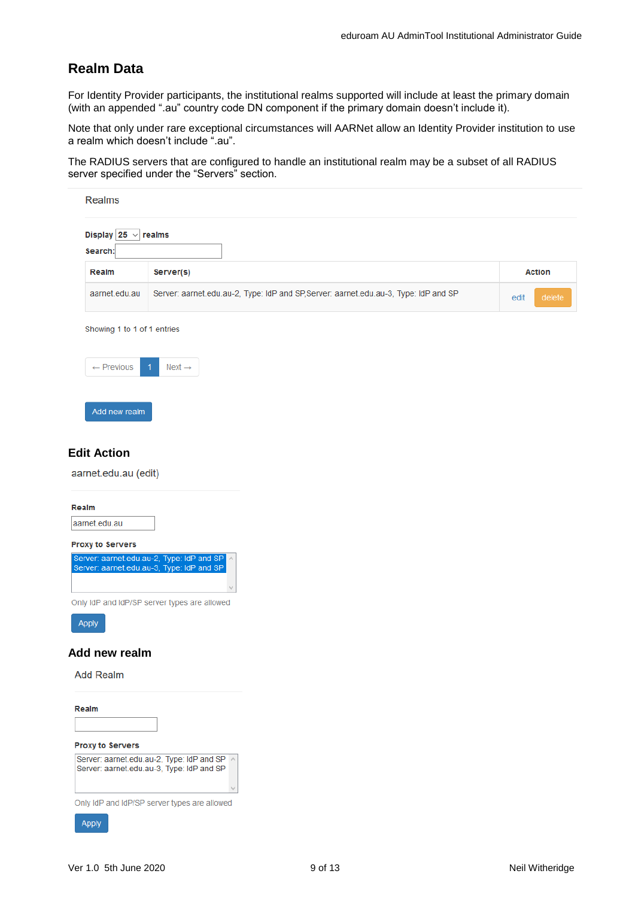## Realm Data

For Identity Provider participants, the institutional realms supported will include at least the primary domain (with an appended ".au" country code DN component if the primary domain doesn't include it).

Note that only under rare exceptional circumstances will AARNet allow an Identity Provider institution to use a realm which doesn't include ".au".

The RADIUS servers that are configured to handle an institutional realm may be a subset of all RADIUS server specified under the "Servers" section.

Realms

Display 25 realms

Search:

| Realm | Server(s) | Action |
|---|---|---|
| aarnet.edu.au | Server: aarnet.edu.au-2, Type: IdP and SP,Server: aarnet.edu.au-3, Type: IdP and SP | edit delete |

Showing 1 to 1 of 1 entries

← Previous 1 Next →

Add new realm

## Edit Action

aarnet.edu.au (edit)

**Realm**

aarnet.edu.au

**Proxy to Servers**

Server: aarnet.edu.au-2, Type: IdP and SP
Server: aarnet.edu.au-3, Type: IdP and SP

Only IdP and IdP/SP server types are allowed

Apply

## Add new realm

Add Realm

**Realm**

**Proxy to Servers**

Server: aarnet.edu.au-2, Type: IdP and SP
Server: aarnet.edu.au-3, Type: IdP and SP

Only IdP and IdP/SP server types are allowed

Apply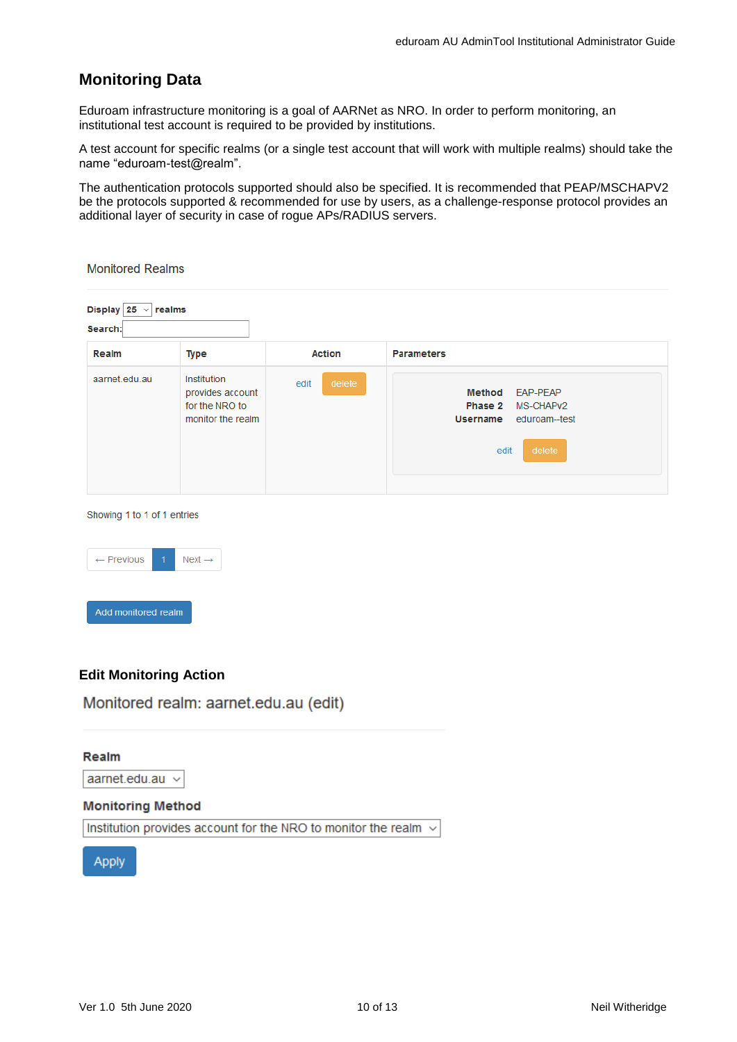## Monitoring Data

Eduroam infrastructure monitoring is a goal of AARNet as NRO. In order to perform monitoring, an institutional test account is required to be provided by institutions.

A test account for specific realms (or a single test account that will work with multiple realms) should take the name “eduroam-test@realm”.

The authentication protocols supported should also be specified. It is recommended that PEAP/MSCHAPV2 be the protocols supported & recommended for use by users, as a challenge-response protocol provides an additional layer of security in case of rogue APs/RADIUS servers.

Monitored Realms

Display 25 realms

Search:

| Realm | Type | Action | Parameters |
|---|---|---|---|
| aarnet.edu.au | Institution provides account for the NRO to monitor the realm | edit delete | **Method** EAP-PEAP<br>**Phase 2** MS-CHAPv2<br>**Username** eduroam--test<br>edit delete |

Showing 1 to 1 of 1 entries

← Previous 1 Next →

Add monitored realm

### Edit Monitoring Action

Monitored realm: aarnet.edu.au (edit)

**Realm**

aarnet.edu.au

**Monitoring Method**

Institution provides account for the NRO to monitor the realm

Apply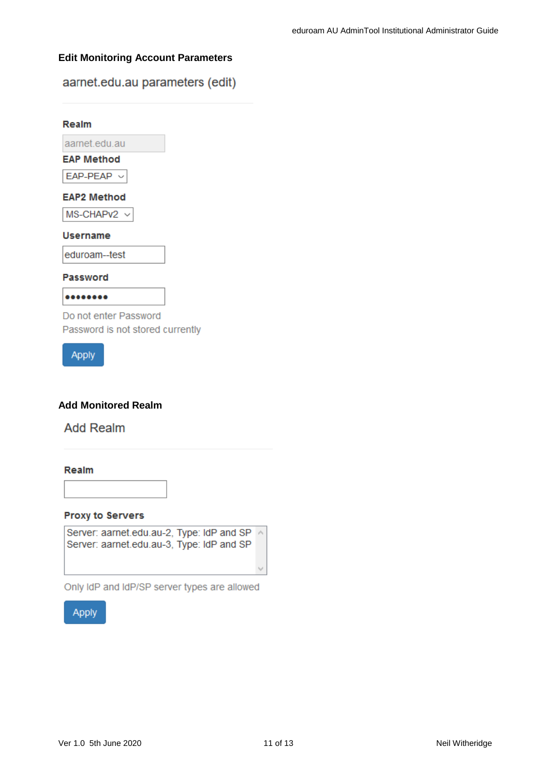### Edit Monitoring Account Parameters

aarnet.edu.au parameters (edit)

**Realm**

aarnet.edu.au

**EAP Method**

EAP-PEAP

**EAP2 Method**

MS-CHAPv2

**Username**

eduroam--test

**Password**

••••••••

Do not enter Password

Password is not stored currently

Apply

### Add Monitored Realm

Add Realm

**Realm**

**Proxy to Servers**

Server: aarnet.edu.au-2, Type: IdP and SP

Server: aarnet.edu.au-3, Type: IdP and SP

Only IdP and IdP/SP server types are allowed

Apply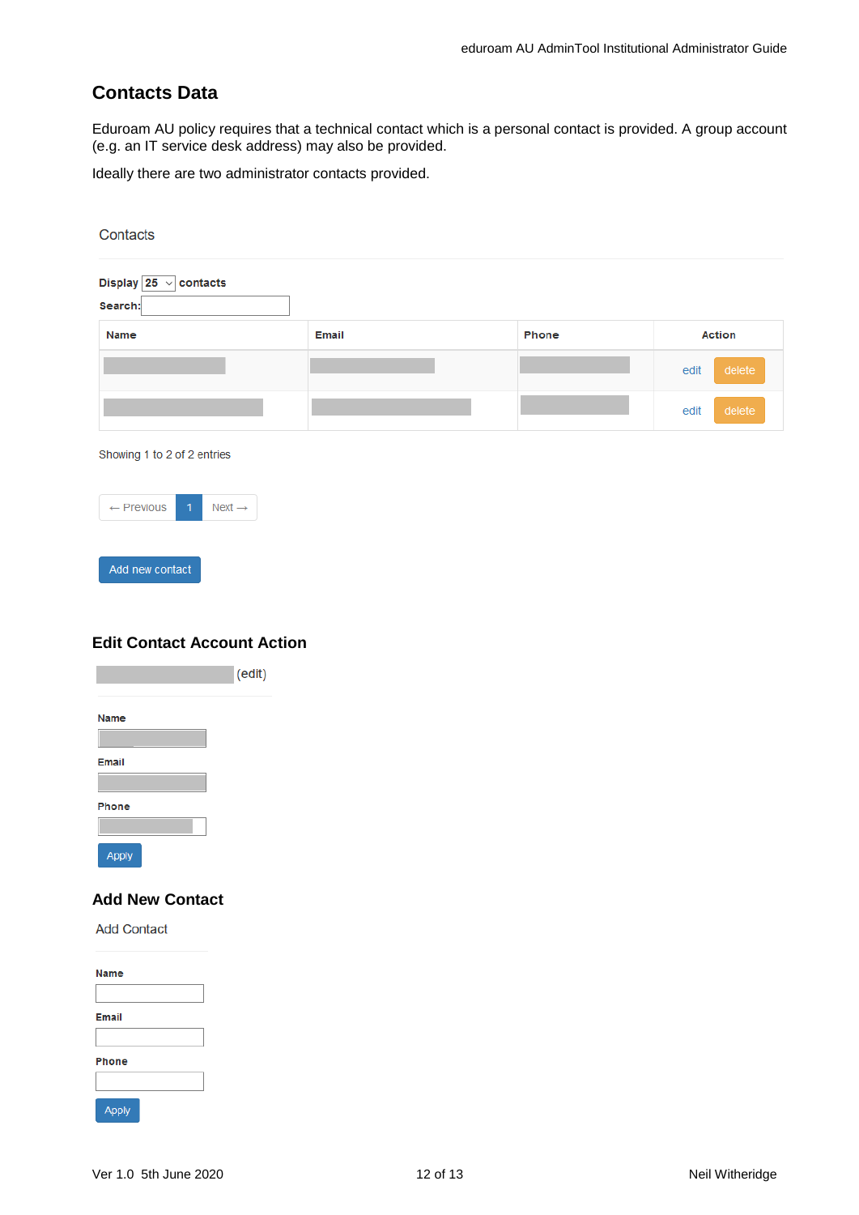## Contacts Data

Eduroam AU policy requires that a technical contact which is a personal contact is provided. A group account (e.g. an IT service desk address) may also be provided.

Ideally there are two administrator contacts provided.

Contacts

Display 25 contacts

Search:

| Name | Email | Phone | Action |
|---|---|---|---|
| | | | edit delete |
| | | | edit delete |

Showing 1 to 2 of 2 entries

← Previous 1 Next →

Add new contact

## Edit Contact Account Action

(edit)

Name

Email

Phone

Apply

## Add New Contact

Add Contact

Name

Email

Phone

Apply

Ver 1.0 5th June 2020

Neil Witheridge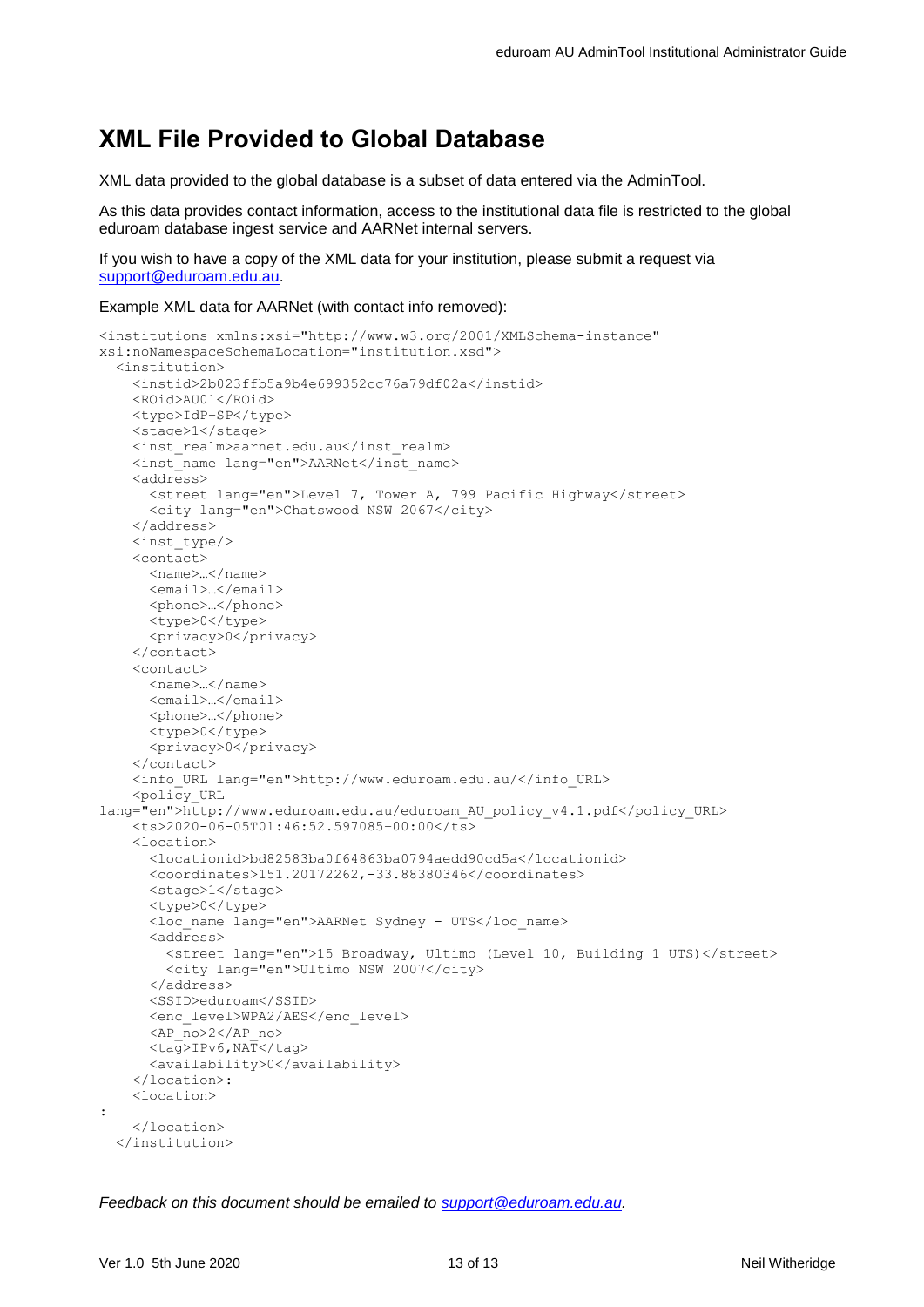# XML File Provided to Global Database

XML data provided to the global database is a subset of data entered via the AdminTool.

As this data provides contact information, access to the institutional data file is restricted to the global eduroam database ingest service and AARNet internal servers.

If you wish to have a copy of the XML data for your institution, please submit a request via support@eduroam.edu.au.

Example XML data for AARNet (with contact info removed):

```
<institutions xmlns:xsi="http://www.w3.org/2001/XMLSchema-instance"
xsi:noNamespaceSchemaLocation="institution.xsd">
  <institution>
    <instid>2b023ffb5a9b4e699352cc76a79df02a</instid>
    <ROid>AU01</ROid>
    <type>IdP+SP</type>
    <stage>1</stage>
    <inst_realm>aarnet.edu.au</inst_realm>
    <inst_name lang="en">AARNet</inst_name>
    <address>
      <street lang="en">Level 7, Tower A, 799 Pacific Highway</street>
      <city lang="en">Chatswood NSW 2067</city>
    </address>
    <inst_type/>
    <contact>
      <name>…</name>
      <email>…</email>
      <phone>…</phone>
      <type>0</type>
      <privacy>0</privacy>
    </contact>
    <contact>
      <name>…</name>
      <email>…</email>
      <phone>…</phone>
      <type>0</type>
      <privacy>0</privacy>
    </contact>
    <info_URL lang="en">http://www.eduroam.edu.au/</info_URL>
    <policy_URL
lang="en">http://www.eduroam.edu.au/eduroam_AU_policy_v4.1.pdf</policy_URL>
    <ts>2020-06-05T01:46:52.597085+00:00</ts>
    <location>
      <locationid>bd82583ba0f64863ba0794aedd90cd5a</locationid>
      <coordinates>151.20172262,-33.88380346</coordinates>
      <stage>1</stage>
      <type>0</type>
      <loc_name lang="en">AARNet Sydney - UTS</loc_name>
      <address>
        <street lang="en">15 Broadway, Ultimo (Level 10, Building 1 UTS)</street>
        <city lang="en">Ultimo NSW 2007</city>
      </address>
      <SSID>eduroam</SSID>
      <enc_level>WPA2/AES</enc_level>
      <AP_no>2</AP_no>
      <tag>IPv6,NAT</tag>
      <availability>0</availability>
    </location>:
    <location>
:
    </location>
  </institution>
```

*Feedback on this document should be emailed to support@eduroam.edu.au.*

Ver 1.0 5th June 2020 Neil Witheridge